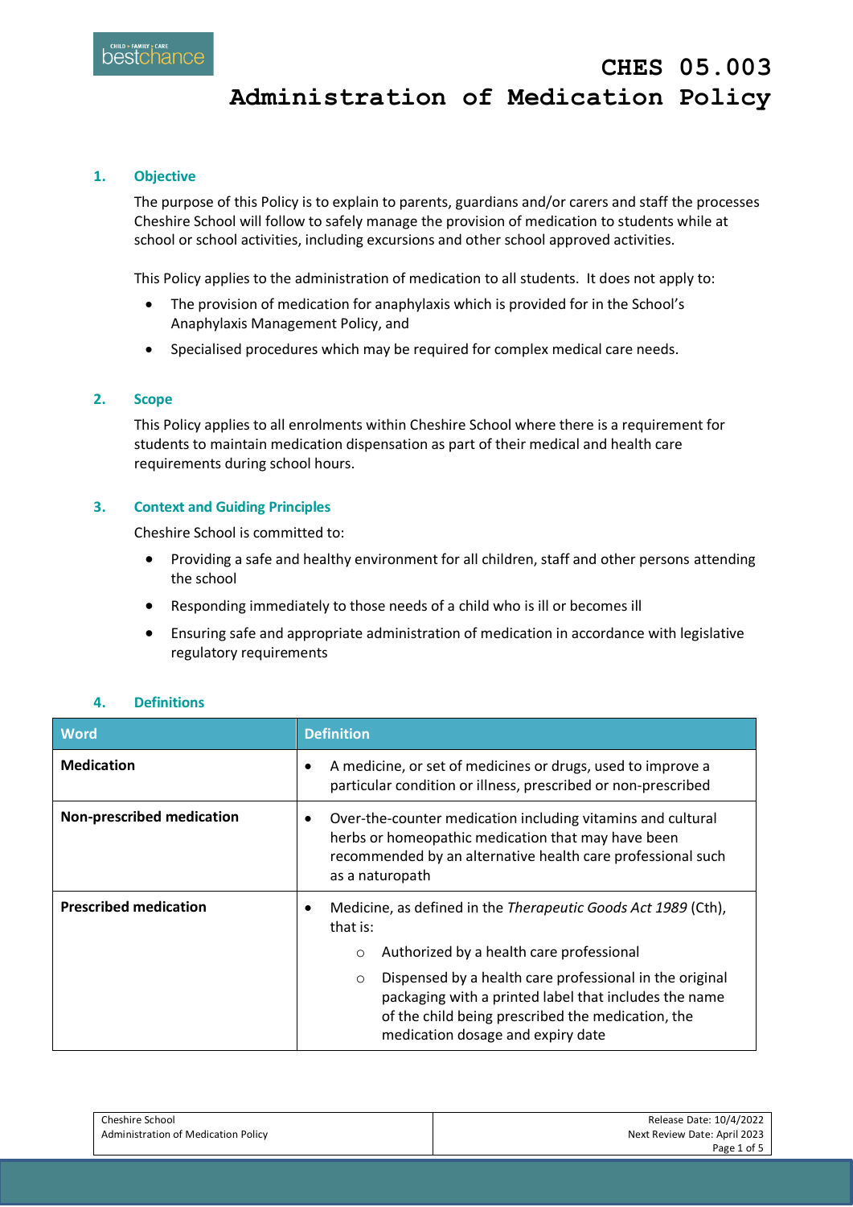# CHES 05.003
# Administration of Medication Policy

## 1. Objective

The purpose of this Policy is to explain to parents, guardians and/or carers and staff the processes Cheshire School will follow to safely manage the provision of medication to students while at school or school activities, including excursions and other school approved activities.

This Policy applies to the administration of medication to all students. It does not apply to:

- The provision of medication for anaphylaxis which is provided for in the School's Anaphylaxis Management Policy, and
- Specialised procedures which may be required for complex medical care needs.

## 2. Scope

This Policy applies to all enrolments within Cheshire School where there is a requirement for students to maintain medication dispensation as part of their medical and health care requirements during school hours.

## 3. Context and Guiding Principles

Cheshire School is committed to:

- Providing a safe and healthy environment for all children, staff and other persons attending the school
- Responding immediately to those needs of a child who is ill or becomes ill
- Ensuring safe and appropriate administration of medication in accordance with legislative regulatory requirements

## 4. Definitions

| Word | Definition |
| --- | --- |
| **Medication** | • A medicine, or set of medicines or drugs, used to improve a particular condition or illness, prescribed or non-prescribed |
| **Non-prescribed medication** | • Over-the-counter medication including vitamins and cultural herbs or homeopathic medication that may have been recommended by an alternative health care professional such as a naturopath |
| **Prescribed medication** | • Medicine, as defined in the *Therapeutic Goods Act 1989* (Cth), that is:<br>○ Authorized by a health care professional<br>○ Dispensed by a health care professional in the original packaging with a printed label that includes the name of the child being prescribed the medication, the medication dosage and expiry date |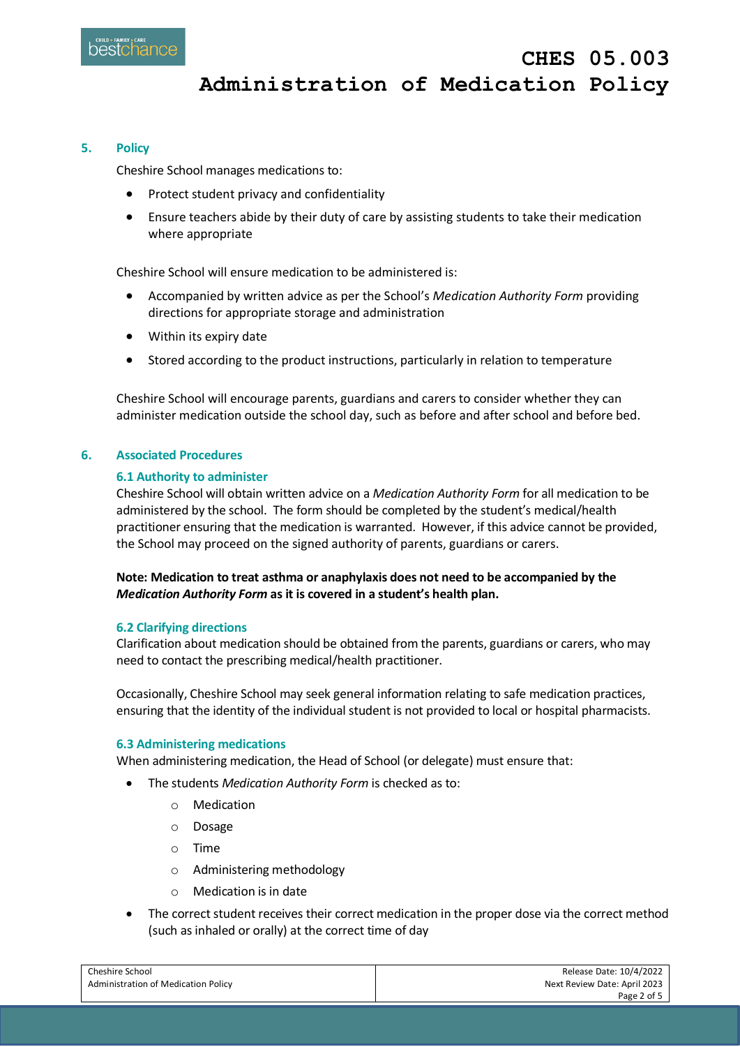## 5. Policy

Cheshire School manages medications to:

- Protect student privacy and confidentiality
- Ensure teachers abide by their duty of care by assisting students to take their medication where appropriate

Cheshire School will ensure medication to be administered is:

- Accompanied by written advice as per the School's *Medication Authority Form* providing directions for appropriate storage and administration
- Within its expiry date
- Stored according to the product instructions, particularly in relation to temperature

Cheshire School will encourage parents, guardians and carers to consider whether they can administer medication outside the school day, such as before and after school and before bed.

## 6. Associated Procedures

### 6.1 Authority to administer

Cheshire School will obtain written advice on a *Medication Authority Form* for all medication to be administered by the school. The form should be completed by the student's medical/health practitioner ensuring that the medication is warranted. However, if this advice cannot be provided, the School may proceed on the signed authority of parents, guardians or carers.

**Note: Medication to treat asthma or anaphylaxis does not need to be accompanied by the *Medication Authority Form* as it is covered in a student's health plan.**

### 6.2 Clarifying directions

Clarification about medication should be obtained from the parents, guardians or carers, who may need to contact the prescribing medical/health practitioner.

Occasionally, Cheshire School may seek general information relating to safe medication practices, ensuring that the identity of the individual student is not provided to local or hospital pharmacists.

### 6.3 Administering medications

When administering medication, the Head of School (or delegate) must ensure that:

- The students *Medication Authority Form* is checked as to:
  - Medication
  - Dosage
  - Time
  - Administering methodology
  - Medication is in date
- The correct student receives their correct medication in the proper dose via the correct method (such as inhaled or orally) at the correct time of day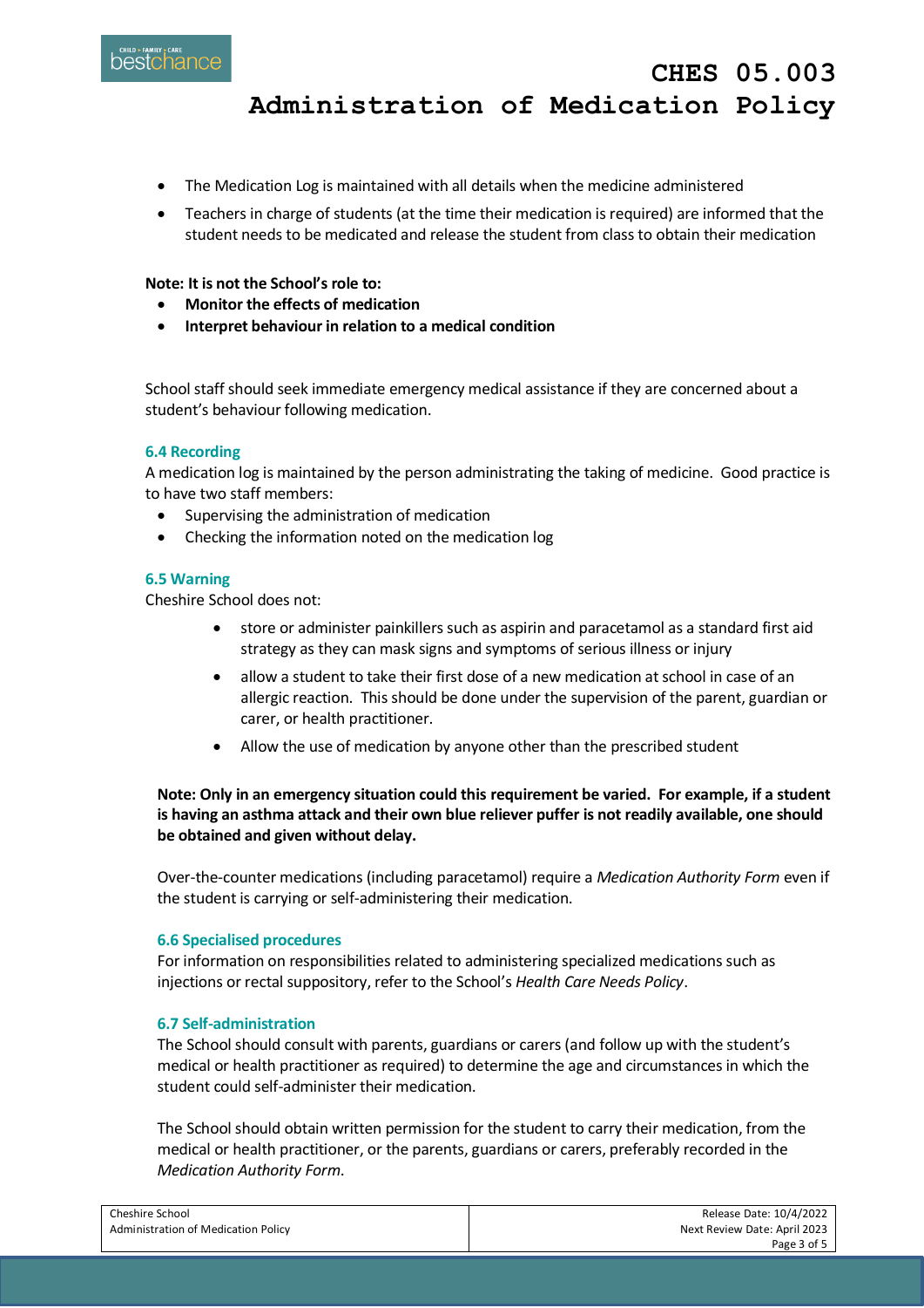- The Medication Log is maintained with all details when the medicine administered
- Teachers in charge of students (at the time their medication is required) are informed that the student needs to be medicated and release the student from class to obtain their medication

**Note: It is not the School's role to:**

- **Monitor the effects of medication**
- **Interpret behaviour in relation to a medical condition**

School staff should seek immediate emergency medical assistance if they are concerned about a student's behaviour following medication.

### 6.4 Recording

A medication log is maintained by the person administrating the taking of medicine. Good practice is to have two staff members:

- Supervising the administration of medication
- Checking the information noted on the medication log

### 6.5 Warning

Cheshire School does not:

- store or administer painkillers such as aspirin and paracetamol as a standard first aid strategy as they can mask signs and symptoms of serious illness or injury
- allow a student to take their first dose of a new medication at school in case of an allergic reaction. This should be done under the supervision of the parent, guardian or carer, or health practitioner.
- Allow the use of medication by anyone other than the prescribed student

**Note: Only in an emergency situation could this requirement be varied. For example, if a student is having an asthma attack and their own blue reliever puffer is not readily available, one should be obtained and given without delay.**

Over-the-counter medications (including paracetamol) require a *Medication Authority Form* even if the student is carrying or self-administering their medication.

### 6.6 Specialised procedures

For information on responsibilities related to administering specialized medications such as injections or rectal suppository, refer to the School's *Health Care Needs Policy*.

### 6.7 Self-administration

The School should consult with parents, guardians or carers (and follow up with the student's medical or health practitioner as required) to determine the age and circumstances in which the student could self-administer their medication.

The School should obtain written permission for the student to carry their medication, from the medical or health practitioner, or the parents, guardians or carers, preferably recorded in the *Medication Authority Form*.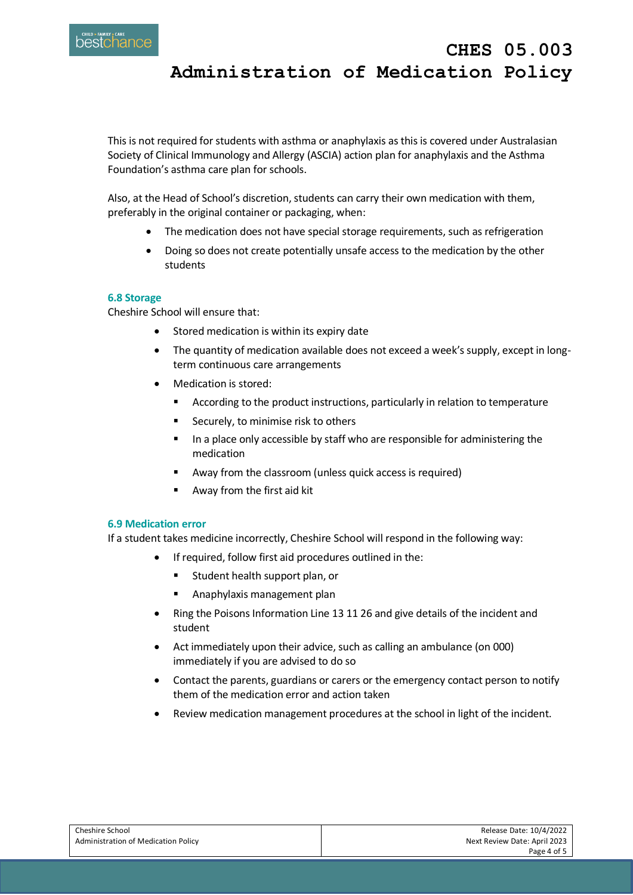This is not required for students with asthma or anaphylaxis as this is covered under Australasian Society of Clinical Immunology and Allergy (ASCIA) action plan for anaphylaxis and the Asthma Foundation's asthma care plan for schools.

Also, at the Head of School's discretion, students can carry their own medication with them, preferably in the original container or packaging, when:

- The medication does not have special storage requirements, such as refrigeration
- Doing so does not create potentially unsafe access to the medication by the other students

### 6.8 Storage

Cheshire School will ensure that:

- Stored medication is within its expiry date
- The quantity of medication available does not exceed a week's supply, except in long-term continuous care arrangements
- Medication is stored:
  - According to the product instructions, particularly in relation to temperature
  - Securely, to minimise risk to others
  - In a place only accessible by staff who are responsible for administering the medication
  - Away from the classroom (unless quick access is required)
  - Away from the first aid kit

### 6.9 Medication error

If a student takes medicine incorrectly, Cheshire School will respond in the following way:

- If required, follow first aid procedures outlined in the:
  - Student health support plan, or
  - Anaphylaxis management plan
- Ring the Poisons Information Line 13 11 26 and give details of the incident and student
- Act immediately upon their advice, such as calling an ambulance (on 000) immediately if you are advised to do so
- Contact the parents, guardians or carers or the emergency contact person to notify them of the medication error and action taken
- Review medication management procedures at the school in light of the incident.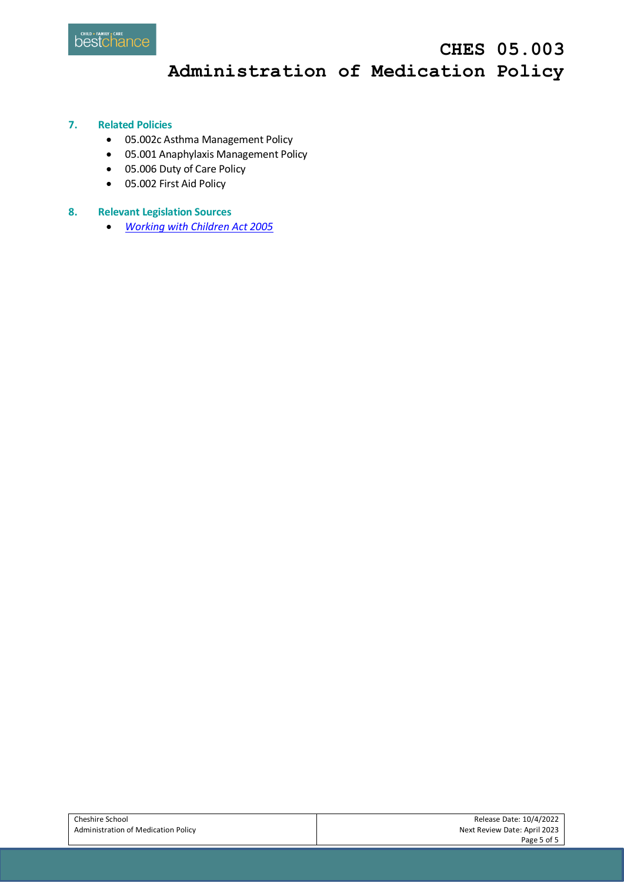## 7. Related Policies

- 05.002c Asthma Management Policy
- 05.001 Anaphylaxis Management Policy
- 05.006 Duty of Care Policy
- 05.002 First Aid Policy

## 8. Relevant Legislation Sources

- *Working with Children Act 2005*